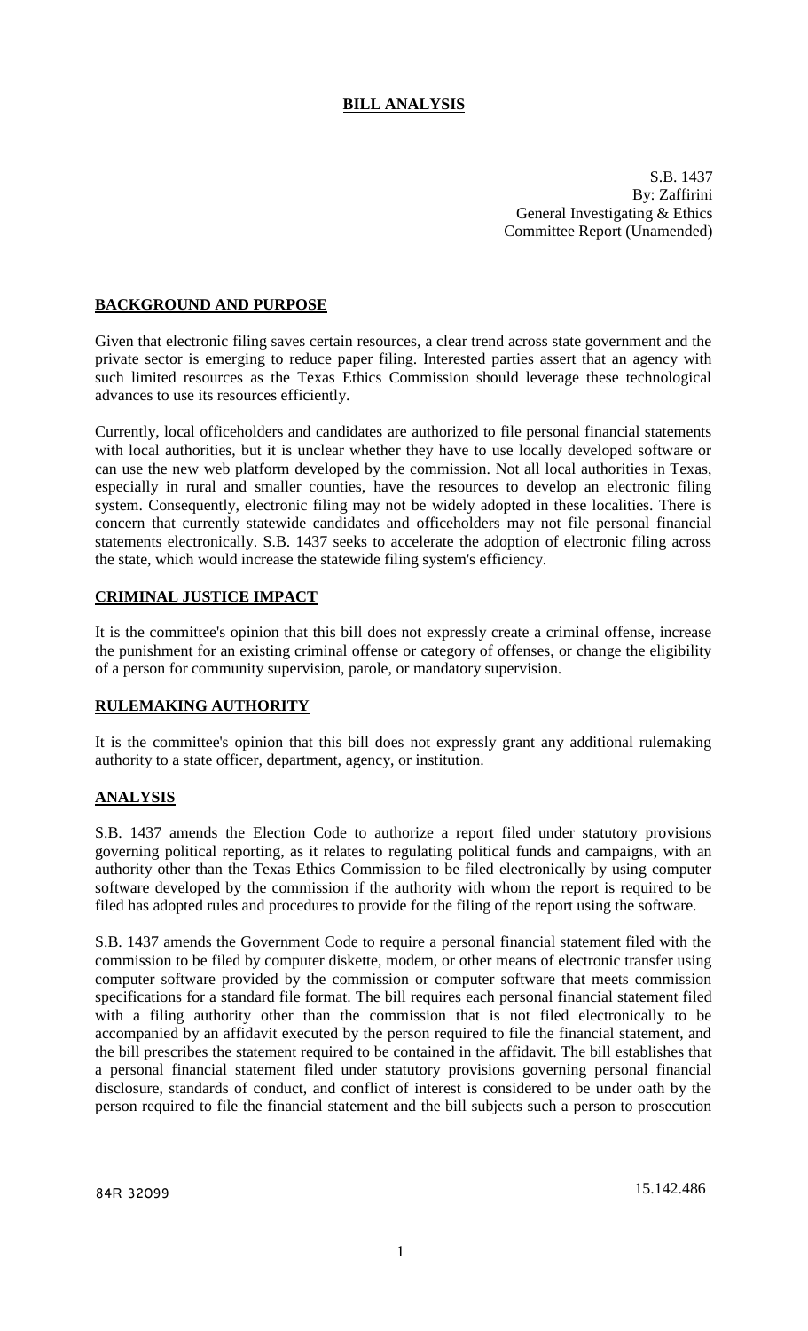# BILL ANALYSIS

S.B. 1437
By: Zaffirini
General Investigating & Ethics
Committee Report (Unamended)

## BACKGROUND AND PURPOSE

Given that electronic filing saves certain resources, a clear trend across state government and the private sector is emerging to reduce paper filing. Interested parties assert that an agency with such limited resources as the Texas Ethics Commission should leverage these technological advances to use its resources efficiently.

Currently, local officeholders and candidates are authorized to file personal financial statements with local authorities, but it is unclear whether they have to use locally developed software or can use the new web platform developed by the commission. Not all local authorities in Texas, especially in rural and smaller counties, have the resources to develop an electronic filing system. Consequently, electronic filing may not be widely adopted in these localities. There is concern that currently statewide candidates and officeholders may not file personal financial statements electronically. S.B. 1437 seeks to accelerate the adoption of electronic filing across the state, which would increase the statewide filing system's efficiency.

## CRIMINAL JUSTICE IMPACT

It is the committee's opinion that this bill does not expressly create a criminal offense, increase the punishment for an existing criminal offense or category of offenses, or change the eligibility of a person for community supervision, parole, or mandatory supervision.

## RULEMAKING AUTHORITY

It is the committee's opinion that this bill does not expressly grant any additional rulemaking authority to a state officer, department, agency, or institution.

## ANALYSIS

S.B. 1437 amends the Election Code to authorize a report filed under statutory provisions governing political reporting, as it relates to regulating political funds and campaigns, with an authority other than the Texas Ethics Commission to be filed electronically by using computer software developed by the commission if the authority with whom the report is required to be filed has adopted rules and procedures to provide for the filing of the report using the software.

S.B. 1437 amends the Government Code to require a personal financial statement filed with the commission to be filed by computer diskette, modem, or other means of electronic transfer using computer software provided by the commission or computer software that meets commission specifications for a standard file format. The bill requires each personal financial statement filed with a filing authority other than the commission that is not filed electronically to be accompanied by an affidavit executed by the person required to file the financial statement, and the bill prescribes the statement required to be contained in the affidavit. The bill establishes that a personal financial statement filed under statutory provisions governing personal financial disclosure, standards of conduct, and conflict of interest is considered to be under oath by the person required to file the financial statement and the bill subjects such a person to prosecution

84R 32099 15.142.486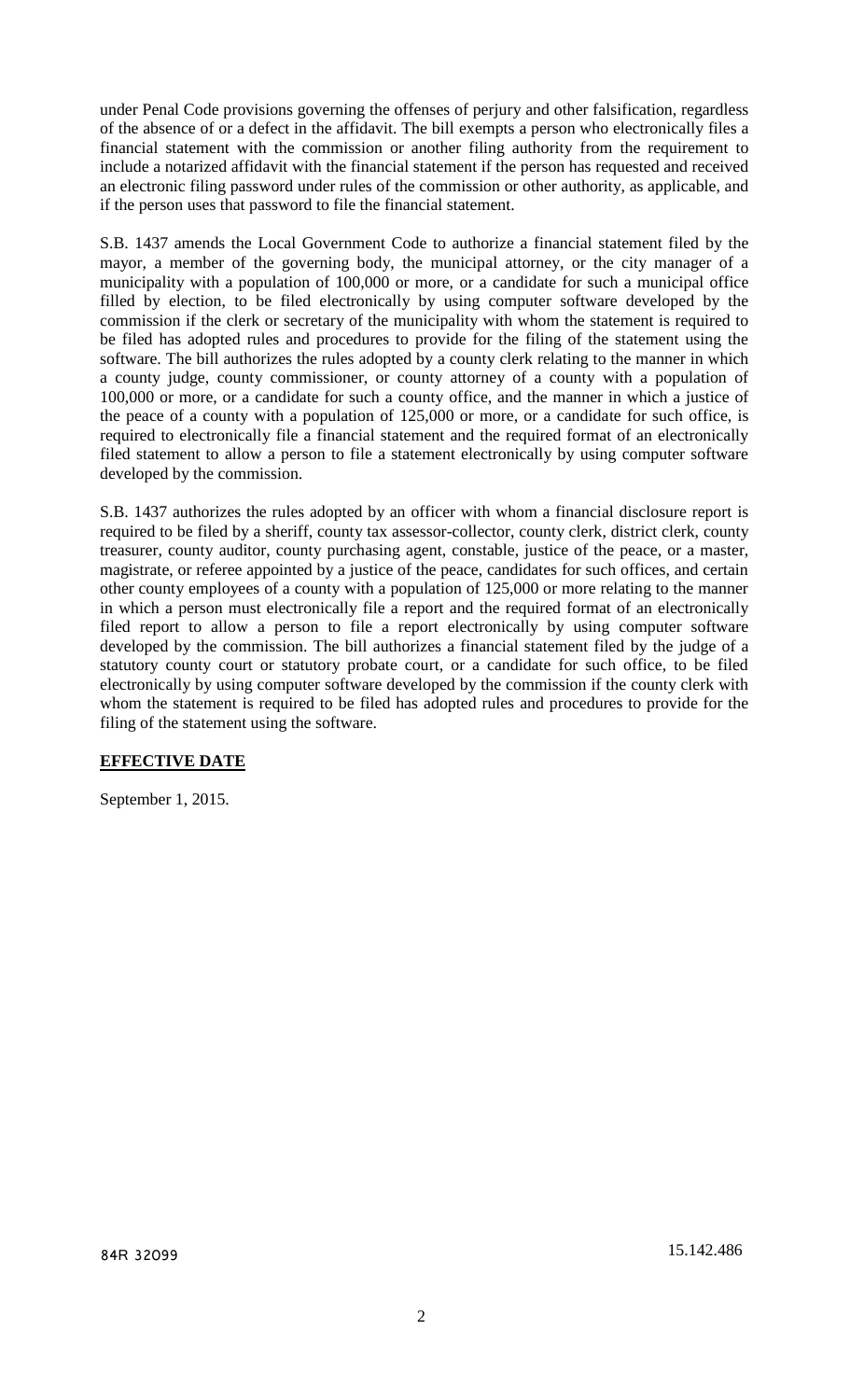under Penal Code provisions governing the offenses of perjury and other falsification, regardless of the absence of or a defect in the affidavit. The bill exempts a person who electronically files a financial statement with the commission or another filing authority from the requirement to include a notarized affidavit with the financial statement if the person has requested and received an electronic filing password under rules of the commission or other authority, as applicable, and if the person uses that password to file the financial statement.

S.B. 1437 amends the Local Government Code to authorize a financial statement filed by the mayor, a member of the governing body, the municipal attorney, or the city manager of a municipality with a population of 100,000 or more, or a candidate for such a municipal office filled by election, to be filed electronically by using computer software developed by the commission if the clerk or secretary of the municipality with whom the statement is required to be filed has adopted rules and procedures to provide for the filing of the statement using the software. The bill authorizes the rules adopted by a county clerk relating to the manner in which a county judge, county commissioner, or county attorney of a county with a population of 100,000 or more, or a candidate for such a county office, and the manner in which a justice of the peace of a county with a population of 125,000 or more, or a candidate for such office, is required to electronically file a financial statement and the required format of an electronically filed statement to allow a person to file a statement electronically by using computer software developed by the commission.

S.B. 1437 authorizes the rules adopted by an officer with whom a financial disclosure report is required to be filed by a sheriff, county tax assessor-collector, county clerk, district clerk, county treasurer, county auditor, county purchasing agent, constable, justice of the peace, or a master, magistrate, or referee appointed by a justice of the peace, candidates for such offices, and certain other county employees of a county with a population of 125,000 or more relating to the manner in which a person must electronically file a report and the required format of an electronically filed report to allow a person to file a report electronically by using computer software developed by the commission. The bill authorizes a financial statement filed by the judge of a statutory county court or statutory probate court, or a candidate for such office, to be filed electronically by using computer software developed by the commission if the county clerk with whom the statement is required to be filed has adopted rules and procedures to provide for the filing of the statement using the software.

## EFFECTIVE DATE

September 1, 2015.

84R 32099 15.142.486